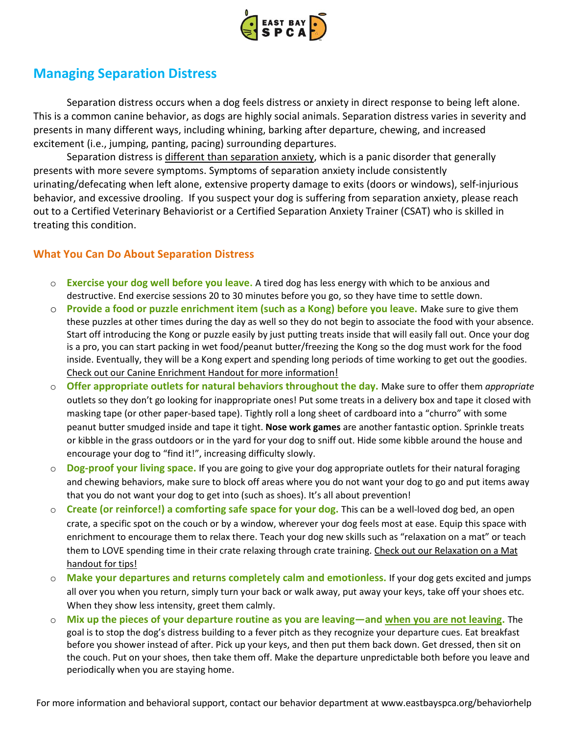# Managing Separation Distress

Separation distress occurs when a dog feels distress or anxiety in direct response to being left alone. This is a common canine behavior, as dogs are highly social animals. Separation distress varies in severity and presents in many different ways, including whining, barking after departure, chewing, and increased excitement (i.e., jumping, panting, pacing) surrounding departures.

Separation distress is <u>different than separation anxiety</u>, which is a panic disorder that generally presents with more severe symptoms. Symptoms of separation anxiety include consistently urinating/defecating when left alone, extensive property damage to exits (doors or windows), self-injurious behavior, and excessive drooling. If you suspect your dog is suffering from separation anxiety, please reach out to a Certified Veterinary Behaviorist or a Certified Separation Anxiety Trainer (CSAT) who is skilled in treating this condition.

## What You Can Do About Separation Distress

- **Exercise your dog well before you leave.** A tired dog has less energy with which to be anxious and destructive. End exercise sessions 20 to 30 minutes before you go, so they have time to settle down.
- **Provide a food or puzzle enrichment item (such as a Kong) before you leave.** Make sure to give them these puzzles at other times during the day as well so they do not begin to associate the food with your absence. Start off introducing the Kong or puzzle easily by just putting treats inside that will easily fall out. Once your dog is a pro, you can start packing in wet food/peanut butter/freezing the Kong so the dog must work for the food inside. Eventually, they will be a Kong expert and spending long periods of time working to get out the goodies. <u>Check out our Canine Enrichment Handout for more information!</u>
- **Offer appropriate outlets for natural behaviors throughout the day.** Make sure to offer them *appropriate* outlets so they don't go looking for inappropriate ones! Put some treats in a delivery box and tape it closed with masking tape (or other paper-based tape). Tightly roll a long sheet of cardboard into a "churro" with some peanut butter smudged inside and tape it tight. **Nose work games** are another fantastic option. Sprinkle treats or kibble in the grass outdoors or in the yard for your dog to sniff out. Hide some kibble around the house and encourage your dog to "find it!", increasing difficulty slowly.
- **Dog-proof your living space.** If you are going to give your dog appropriate outlets for their natural foraging and chewing behaviors, make sure to block off areas where you do not want your dog to go and put items away that you do not want your dog to get into (such as shoes). It's all about prevention!
- **Create (or reinforce!) a comforting safe space for your dog.** This can be a well-loved dog bed, an open crate, a specific spot on the couch or by a window, wherever your dog feels most at ease. Equip this space with enrichment to encourage them to relax there. Teach your dog new skills such as "relaxation on a mat" or teach them to LOVE spending time in their crate relaxing through crate training. <u>Check out our Relaxation on a Mat handout for tips!</u>
- **Make your departures and returns completely calm and emotionless.** If your dog gets excited and jumps all over you when you return, simply turn your back or walk away, put away your keys, take off your shoes etc. When they show less intensity, greet them calmly.
- **Mix up the pieces of your departure routine as you are leaving—and <u>when you are not leaving</u>.** The goal is to stop the dog's distress building to a fever pitch as they recognize your departure cues. Eat breakfast before you shower instead of after. Pick up your keys, and then put them back down. Get dressed, then sit on the couch. Put on your shoes, then take them off. Make the departure unpredictable both before you leave and periodically when you are staying home.

For more information and behavioral support, contact our behavior department at www.eastbayspca.org/behaviorhelp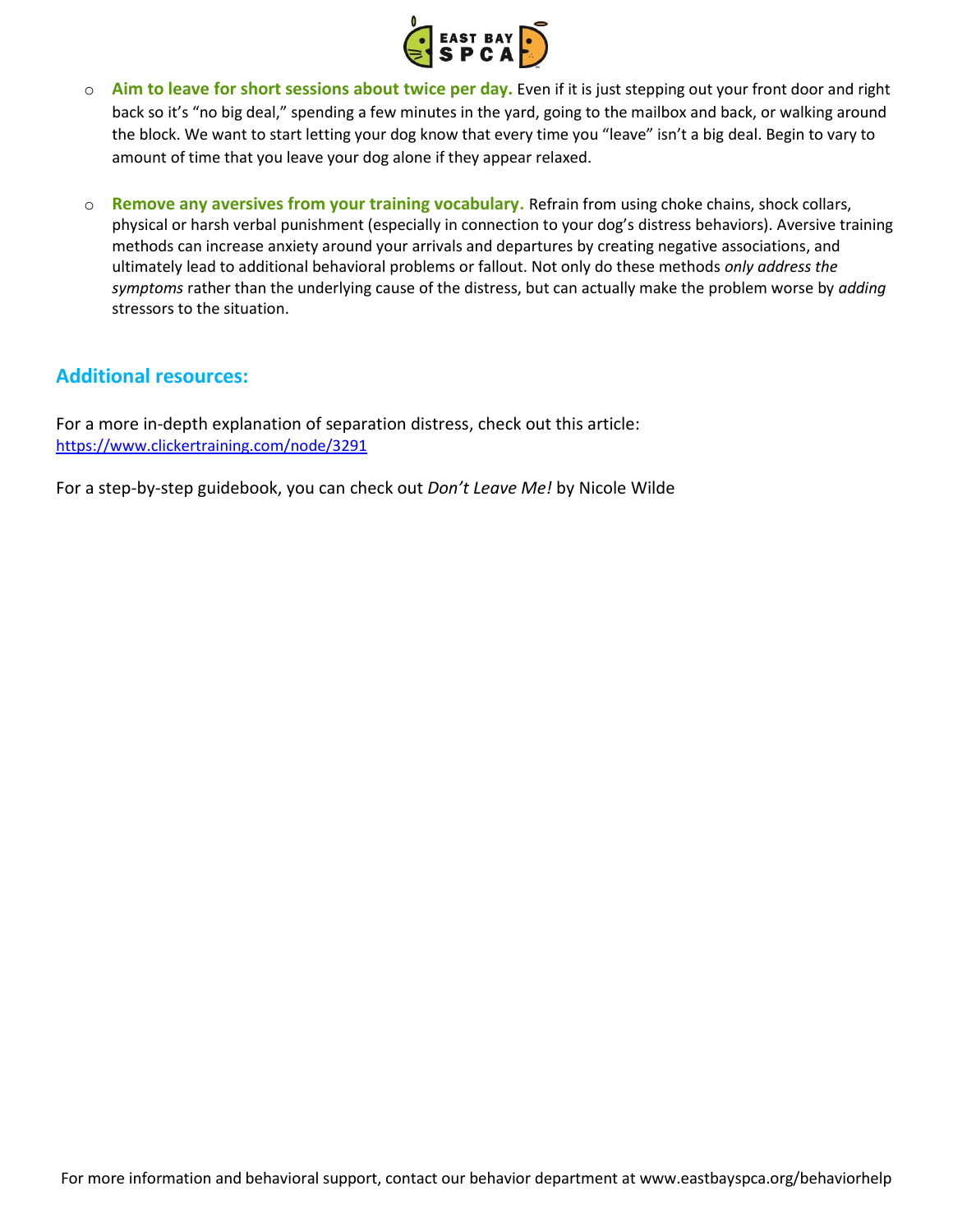- **Aim to leave for short sessions about twice per day.** Even if it is just stepping out your front door and right back so it's "no big deal," spending a few minutes in the yard, going to the mailbox and back, or walking around the block. We want to start letting your dog know that every time you "leave" isn't a big deal. Begin to vary to amount of time that you leave your dog alone if they appear relaxed.

- **Remove any aversives from your training vocabulary.** Refrain from using choke chains, shock collars, physical or harsh verbal punishment (especially in connection to your dog's distress behaviors). Aversive training methods can increase anxiety around your arrivals and departures by creating negative associations, and ultimately lead to additional behavioral problems or fallout. Not only do these methods *only address the symptoms* rather than the underlying cause of the distress, but can actually make the problem worse by *adding* stressors to the situation.

## Additional resources:

For a more in-depth explanation of separation distress, check out this article:
https://www.clickertraining.com/node/3291

For a step-by-step guidebook, you can check out *Don't Leave Me!* by Nicole Wilde

For more information and behavioral support, contact our behavior department at www.eastbayspca.org/behaviorhelp